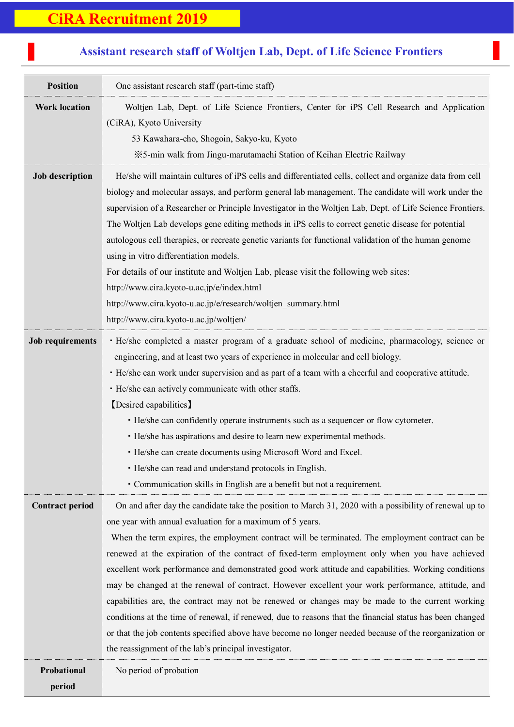# CiRA Recruitment 2019

## Assistant research staff of Woltjen Lab, Dept. of Life Science Frontiers

| | |
|---|---|
| **Position** | One assistant research staff (part-time staff) |
| **Work location** | Woltjen Lab, Dept. of Life Science Frontiers, Center for iPS Cell Research and Application (CiRA), Kyoto University<br>53 Kawahara-cho, Shogoin, Sakyo-ku, Kyoto<br>※5-min walk from Jingu-marutamachi Station of Keihan Electric Railway |
| **Job description** | He/she will maintain cultures of iPS cells and differentiated cells, collect and organize data from cell biology and molecular assays, and perform general lab management. The candidate will work under the supervision of a Researcher or Principle Investigator in the Woltjen Lab, Dept. of Life Science Frontiers. The Woltjen Lab develops gene editing methods in iPS cells to correct genetic disease for potential autologous cell therapies, or recreate genetic variants for functional validation of the human genome using in vitro differentiation models.<br>For details of our institute and Woltjen Lab, please visit the following web sites:<br>http://www.cira.kyoto-u.ac.jp/e/index.html<br>http://www.cira.kyoto-u.ac.jp/e/research/woltjen_summary.html<br>http://www.cira.kyoto-u.ac.jp/woltjen/ |
| **Job requirements** | ・He/she completed a master program of a graduate school of medicine, pharmacology, science or engineering, and at least two years of experience in molecular and cell biology.<br>・He/she can work under supervision and as part of a team with a cheerful and cooperative attitude.<br>・He/she can actively communicate with other staffs.<br>【Desired capabilities】<br>・He/she can confidently operate instruments such as a sequencer or flow cytometer.<br>・He/she has aspirations and desire to learn new experimental methods.<br>・He/she can create documents using Microsoft Word and Excel.<br>・He/she can read and understand protocols in English.<br>・Communication skills in English are a benefit but not a requirement. |
| **Contract period** | On and after day the candidate take the position to March 31, 2020 with a possibility of renewal up to one year with annual evaluation for a maximum of 5 years.<br>When the term expires, the employment contract will be terminated. The employment contract can be renewed at the expiration of the contract of fixed-term employment only when you have achieved excellent work performance and demonstrated good work attitude and capabilities. Working conditions may be changed at the renewal of contract. However excellent your work performance, attitude, and capabilities are, the contract may not be renewed or changes may be made to the current working conditions at the time of renewal, if renewed, due to reasons that the financial status has been changed or that the job contents specified above have become no longer needed because of the reorganization or the reassignment of the lab's principal investigator. |
| **Probational period** | No period of probation |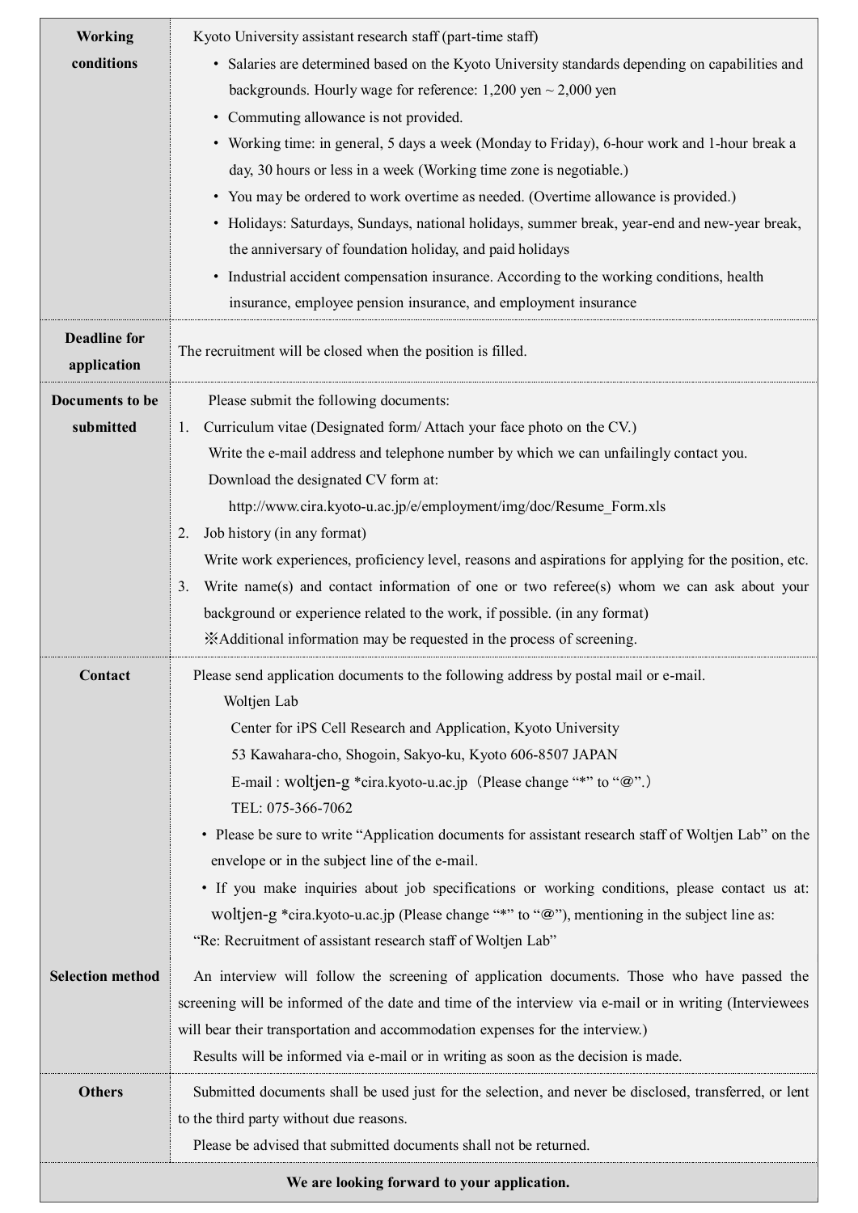| | |
|---|---|
| **Working conditions** | Kyoto University assistant research staff (part-time staff)<br>• Salaries are determined based on the Kyoto University standards depending on capabilities and backgrounds. Hourly wage for reference: 1,200 yen ~ 2,000 yen<br>• Commuting allowance is not provided.<br>• Working time: in general, 5 days a week (Monday to Friday), 6-hour work and 1-hour break a day, 30 hours or less in a week (Working time zone is negotiable.)<br>• You may be ordered to work overtime as needed. (Overtime allowance is provided.)<br>• Holidays: Saturdays, Sundays, national holidays, summer break, year-end and new-year break, the anniversary of foundation holiday, and paid holidays<br>• Industrial accident compensation insurance. According to the working conditions, health insurance, employee pension insurance, and employment insurance |
| **Deadline for application** | The recruitment will be closed when the position is filled. |
| **Documents to be submitted** | Please submit the following documents:<br>1. Curriculum vitae (Designated form/ Attach your face photo on the CV.)<br>Write the e-mail address and telephone number by which we can unfailingly contact you.<br>Download the designated CV form at:<br>http://www.cira.kyoto-u.ac.jp/e/employment/img/doc/Resume_Form.xls<br>2. Job history (in any format)<br>Write work experiences, proficiency level, reasons and aspirations for applying for the position, etc.<br>3. Write name(s) and contact information of one or two referee(s) whom we can ask about your background or experience related to the work, if possible. (in any format)<br>※Additional information may be requested in the process of screening. |
| **Contact** | Please send application documents to the following address by postal mail or e-mail.<br>Woltjen Lab<br>Center for iPS Cell Research and Application, Kyoto University<br>53 Kawahara-cho, Shogoin, Sakyo-ku, Kyoto 606-8507 JAPAN<br>E-mail : woltjen-g *cira.kyoto-u.ac.jp（Please change “*” to “@”.）<br>TEL: 075-366-7062<br>• Please be sure to write “Application documents for assistant research staff of Woltjen Lab” on the envelope or in the subject line of the e-mail.<br>• If you make inquiries about job specifications or working conditions, please contact us at: woltjen-g *cira.kyoto-u.ac.jp (Please change “*” to “@”), mentioning in the subject line as:<br>“Re: Recruitment of assistant research staff of Woltjen Lab” |
| **Selection method** | An interview will follow the screening of application documents. Those who have passed the screening will be informed of the date and time of the interview via e-mail or in writing (Interviewees will bear their transportation and accommodation expenses for the interview.)<br>Results will be informed via e-mail or in writing as soon as the decision is made. |
| **Others** | Submitted documents shall be used just for the selection, and never be disclosed, transferred, or lent to the third party without due reasons.<br>Please be advised that submitted documents shall not be returned. |

**We are looking forward to your application.**